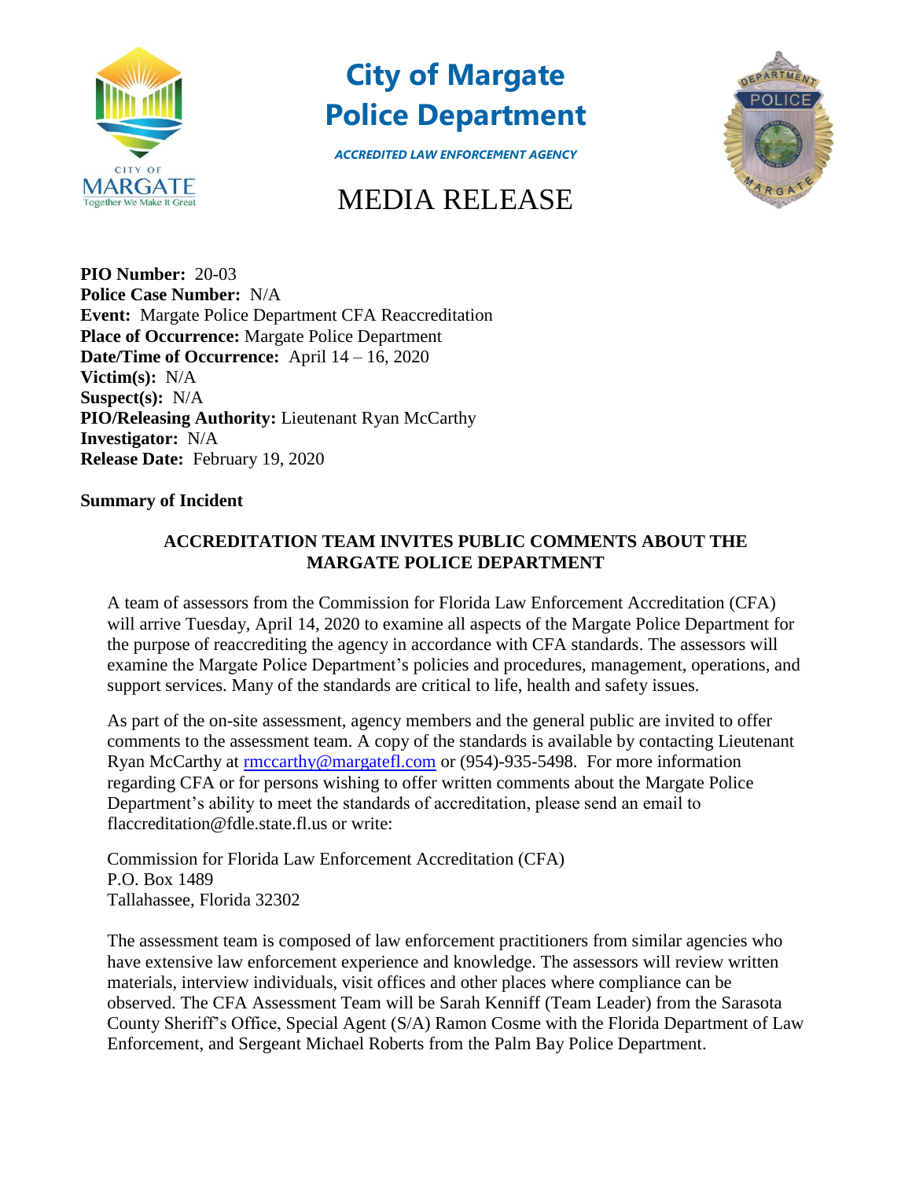# City of Margate Police Department

*ACCREDITED LAW ENFORCEMENT AGENCY*

# MEDIA RELEASE

**PIO Number:** 20-03
**Police Case Number:** N/A
**Event:** Margate Police Department CFA Reaccreditation
**Place of Occurrence:** Margate Police Department
**Date/Time of Occurrence:** April 14 – 16, 2020
**Victim(s):** N/A
**Suspect(s):** N/A
**PIO/Releasing Authority:** Lieutenant Ryan McCarthy
**Investigator:** N/A
**Release Date:** February 19, 2020

**Summary of Incident**

**ACCREDITATION TEAM INVITES PUBLIC COMMENTS ABOUT THE MARGATE POLICE DEPARTMENT**

A team of assessors from the Commission for Florida Law Enforcement Accreditation (CFA) will arrive Tuesday, April 14, 2020 to examine all aspects of the Margate Police Department for the purpose of reaccrediting the agency in accordance with CFA standards. The assessors will examine the Margate Police Department's policies and procedures, management, operations, and support services. Many of the standards are critical to life, health and safety issues.

As part of the on-site assessment, agency members and the general public are invited to offer comments to the assessment team. A copy of the standards is available by contacting Lieutenant Ryan McCarthy at rmccarthy@margatefl.com or (954)-935-5498. For more information regarding CFA or for persons wishing to offer written comments about the Margate Police Department's ability to meet the standards of accreditation, please send an email to flaccreditation@fdle.state.fl.us or write:

Commission for Florida Law Enforcement Accreditation (CFA)
P.O. Box 1489
Tallahassee, Florida 32302

The assessment team is composed of law enforcement practitioners from similar agencies who have extensive law enforcement experience and knowledge. The assessors will review written materials, interview individuals, visit offices and other places where compliance can be observed. The CFA Assessment Team will be Sarah Kenniff (Team Leader) from the Sarasota County Sheriff's Office, Special Agent (S/A) Ramon Cosme with the Florida Department of Law Enforcement, and Sergeant Michael Roberts from the Palm Bay Police Department.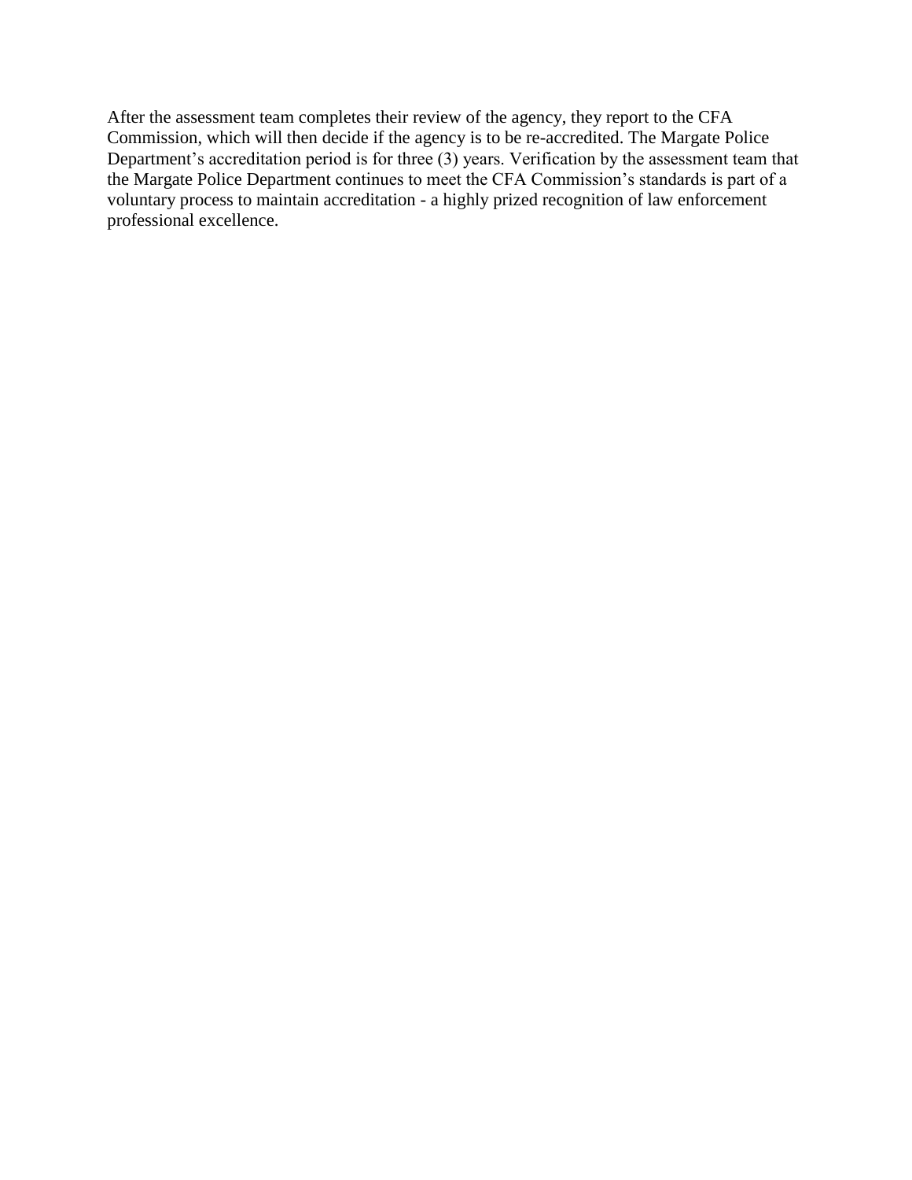After the assessment team completes their review of the agency, they report to the CFA Commission, which will then decide if the agency is to be re-accredited. The Margate Police Department's accreditation period is for three (3) years. Verification by the assessment team that the Margate Police Department continues to meet the CFA Commission's standards is part of a voluntary process to maintain accreditation - a highly prized recognition of law enforcement professional excellence.